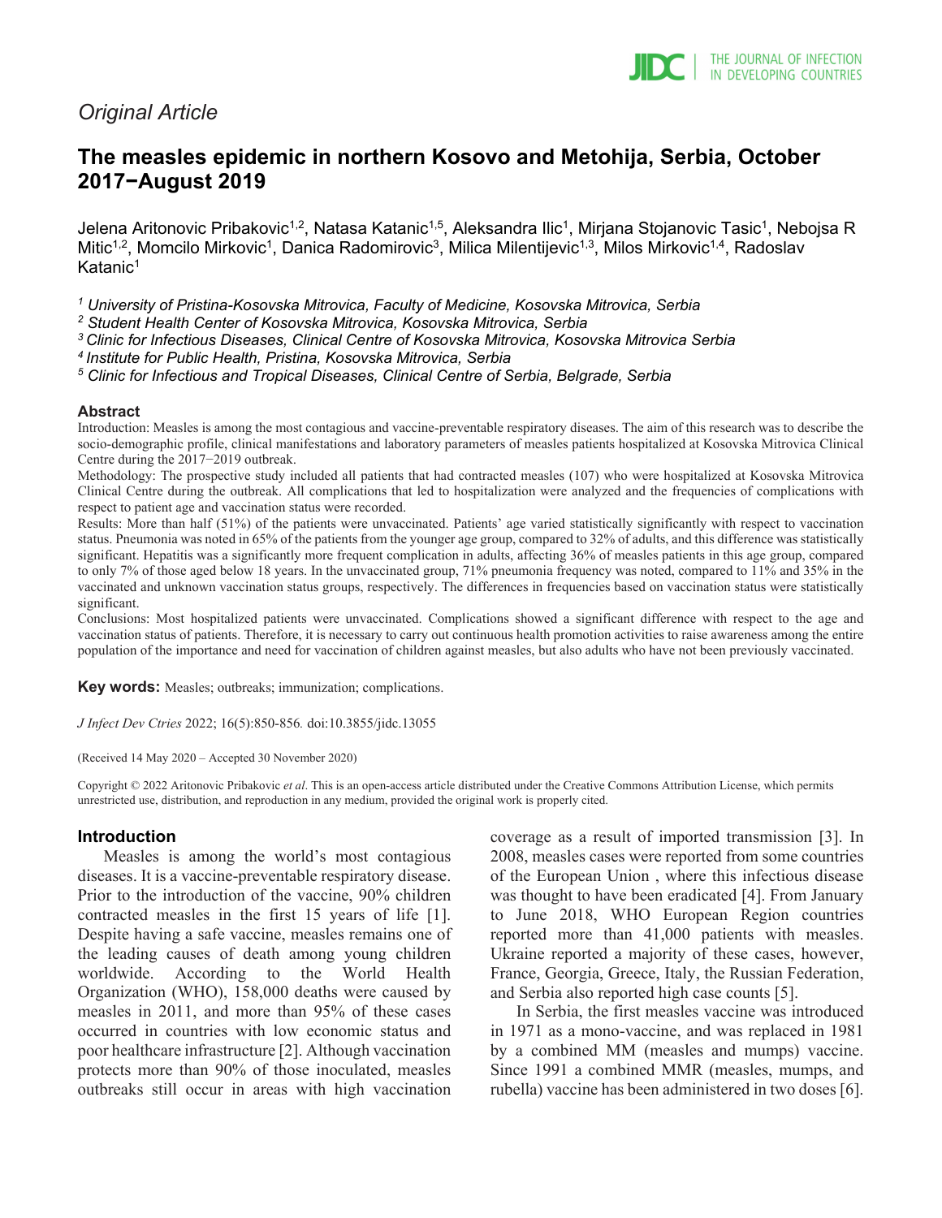*Original Article*

# The measles epidemic in northern Kosovo and Metohija, Serbia, October 2017−August 2019

Jelena Aritonovic Pribakovic[1,2], Natasa Katanic[1,5], Aleksandra Ilic[1], Mirjana Stojanovic Tasic[1], Nebojsa R Mitic[1,2], Momcilo Mirkovic[1], Danica Radomirovic[3], Milica Milentijevic[1,3], Milos Mirkovic[1,4], Radoslav Katanic[1]

[1] *University of Pristina-Kosovska Mitrovica, Faculty of Medicine, Kosovska Mitrovica, Serbia*
[2] *Student Health Center of Kosovska Mitrovica, Kosovska Mitrovica, Serbia*
[3] *Clinic for Infectious Diseases, Clinical Centre of Kosovska Mitrovica, Kosovska Mitrovica Serbia*
[4] *Institute for Public Health, Pristina, Kosovska Mitrovica, Serbia*
[5] *Clinic for Infectious and Tropical Diseases, Clinical Centre of Serbia, Belgrade, Serbia*

## Abstract

Introduction: Measles is among the most contagious and vaccine-preventable respiratory diseases. The aim of this research was to describe the socio-demographic profile, clinical manifestations and laboratory parameters of measles patients hospitalized at Kosovska Mitrovica Clinical Centre during the 2017−2019 outbreak.

Methodology: The prospective study included all patients that had contracted measles (107) who were hospitalized at Kosovska Mitrovica Clinical Centre during the outbreak. All complications that led to hospitalization were analyzed and the frequencies of complications with respect to patient age and vaccination status were recorded.

Results: More than half (51%) of the patients were unvaccinated. Patients' age varied statistically significantly with respect to vaccination status. Pneumonia was noted in 65% of the patients from the younger age group, compared to 32% of adults, and this difference was statistically significant. Hepatitis was a significantly more frequent complication in adults, affecting 36% of measles patients in this age group, compared to only 7% of those aged below 18 years. In the unvaccinated group, 71% pneumonia frequency was noted, compared to 11% and 35% in the vaccinated and unknown vaccination status groups, respectively. The differences in frequencies based on vaccination status were statistically significant.

Conclusions: Most hospitalized patients were unvaccinated. Complications showed a significant difference with respect to the age and vaccination status of patients. Therefore, it is necessary to carry out continuous health promotion activities to raise awareness among the entire population of the importance and need for vaccination of children against measles, but also adults who have not been previously vaccinated.

**Key words:** Measles; outbreaks; immunization; complications.

*J Infect Dev Ctries* 2022; 16(5):850-856*.* doi:10.3855/jidc.13055

(Received 14 May 2020 – Accepted 30 November 2020)

Copyright © 2022 Aritonovic Pribakovic *et al*. This is an open-access article distributed under the Creative Commons Attribution License, which permits unrestricted use, distribution, and reproduction in any medium, provided the original work is properly cited.

## Introduction

Measles is among the world's most contagious diseases. It is a vaccine-preventable respiratory disease. Prior to the introduction of the vaccine, 90% children contracted measles in the first 15 years of life [1]. Despite having a safe vaccine, measles remains one of the leading causes of death among young children worldwide. According to the World Health Organization (WHO), 158,000 deaths were caused by measles in 2011, and more than 95% of these cases occurred in countries with low economic status and poor healthcare infrastructure [2]. Although vaccination protects more than 90% of those inoculated, measles outbreaks still occur in areas with high vaccination coverage as a result of imported transmission [3]. In 2008, measles cases were reported from some countries of the European Union , where this infectious disease was thought to have been eradicated [4]. From January to June 2018, WHO European Region countries reported more than 41,000 patients with measles. Ukraine reported a majority of these cases, however, France, Georgia, Greece, Italy, the Russian Federation, and Serbia also reported high case counts [5].

In Serbia, the first measles vaccine was introduced in 1971 as a mono-vaccine, and was replaced in 1981 by a combined MM (measles and mumps) vaccine. Since 1991 a combined MMR (measles, mumps, and rubella) vaccine has been administered in two doses [6].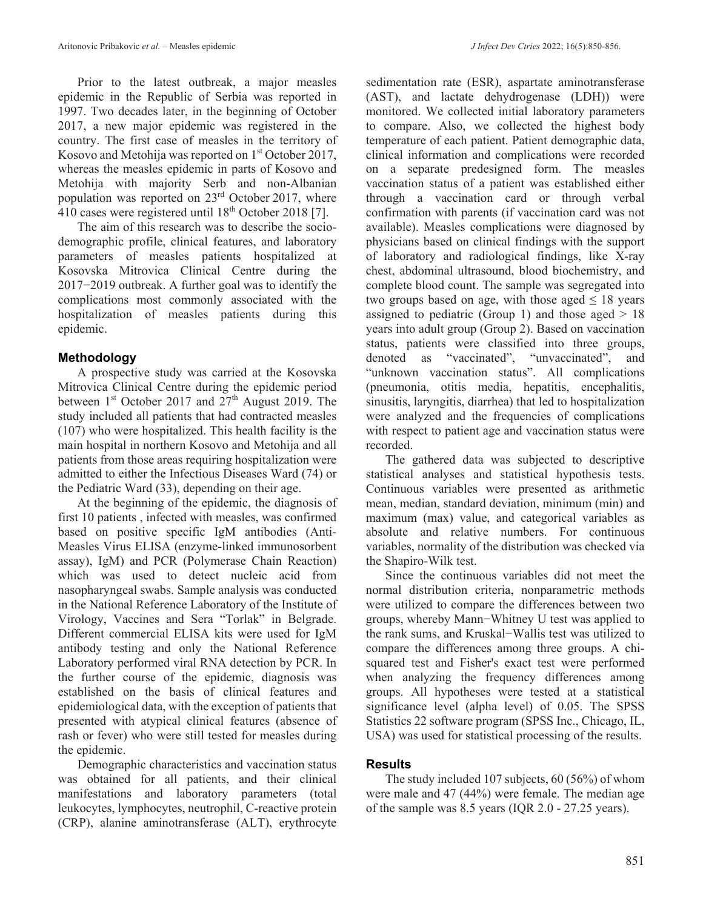Prior to the latest outbreak, a major measles epidemic in the Republic of Serbia was reported in 1997. Two decades later, in the beginning of October 2017, a new major epidemic was registered in the country. The first case of measles in the territory of Kosovo and Metohija was reported on 1st October 2017, whereas the measles epidemic in parts of Kosovo and Metohija with majority Serb and non-Albanian population was reported on 23rd October 2017, where 410 cases were registered until 18th October 2018 [7].

The aim of this research was to describe the socio-demographic profile, clinical features, and laboratory parameters of measles patients hospitalized at Kosovska Mitrovica Clinical Centre during the 2017−2019 outbreak. A further goal was to identify the complications most commonly associated with the hospitalization of measles patients during this epidemic.

## Methodology

A prospective study was carried at the Kosovska Mitrovica Clinical Centre during the epidemic period between 1st October 2017 and 27th August 2019. The study included all patients that had contracted measles (107) who were hospitalized. This health facility is the main hospital in northern Kosovo and Metohija and all patients from those areas requiring hospitalization were admitted to either the Infectious Diseases Ward (74) or the Pediatric Ward (33), depending on their age.

At the beginning of the epidemic, the diagnosis of first 10 patients , infected with measles, was confirmed based on positive specific IgM antibodies (Anti-Measles Virus ELISA (enzyme-linked immunosorbent assay), IgM) and PCR (Polymerase Chain Reaction) which was used to detect nucleic acid from nasopharyngeal swabs. Sample analysis was conducted in the National Reference Laboratory of the Institute of Virology, Vaccines and Sera "Torlak" in Belgrade. Different commercial ELISA kits were used for IgM antibody testing and only the National Reference Laboratory performed viral RNA detection by PCR. In the further course of the epidemic, diagnosis was established on the basis of clinical features and epidemiological data, with the exception of patients that presented with atypical clinical features (absence of rash or fever) who were still tested for measles during the epidemic.

Demographic characteristics and vaccination status was obtained for all patients, and their clinical manifestations and laboratory parameters (total leukocytes, lymphocytes, neutrophil, C-reactive protein (CRP), alanine aminotransferase (ALT), erythrocyte sedimentation rate (ESR), aspartate aminotransferase (AST), and lactate dehydrogenase (LDH)) were monitored. We collected initial laboratory parameters to compare. Also, we collected the highest body temperature of each patient. Patient demographic data, clinical information and complications were recorded on a separate predesigned form. The measles vaccination status of a patient was established either through a vaccination card or through verbal confirmation with parents (if vaccination card was not available). Measles complications were diagnosed by physicians based on clinical findings with the support of laboratory and radiological findings, like X-ray chest, abdominal ultrasound, blood biochemistry, and complete blood count. The sample was segregated into two groups based on age, with those aged ≤ 18 years assigned to pediatric (Group 1) and those aged > 18 years into adult group (Group 2). Based on vaccination status, patients were classified into three groups, denoted as "vaccinated", "unvaccinated", and "unknown vaccination status". All complications (pneumonia, otitis media, hepatitis, encephalitis, sinusitis, laryngitis, diarrhea) that led to hospitalization were analyzed and the frequencies of complications with respect to patient age and vaccination status were recorded.

The gathered data was subjected to descriptive statistical analyses and statistical hypothesis tests. Continuous variables were presented as arithmetic mean, median, standard deviation, minimum (min) and maximum (max) value, and categorical variables as absolute and relative numbers. For continuous variables, normality of the distribution was checked via the Shapiro-Wilk test.

Since the continuous variables did not meet the normal distribution criteria, nonparametric methods were utilized to compare the differences between two groups, whereby Mann−Whitney U test was applied to the rank sums, and Kruskal−Wallis test was utilized to compare the differences among three groups. A chi-squared test and Fisher's exact test were performed when analyzing the frequency differences among groups. All hypotheses were tested at a statistical significance level (alpha level) of 0.05. The SPSS Statistics 22 software program (SPSS Inc., Chicago, IL, USA) was used for statistical processing of the results.

## Results

The study included 107 subjects, 60 (56%) of whom were male and 47 (44%) were female. The median age of the sample was 8.5 years (IQR 2.0 - 27.25 years).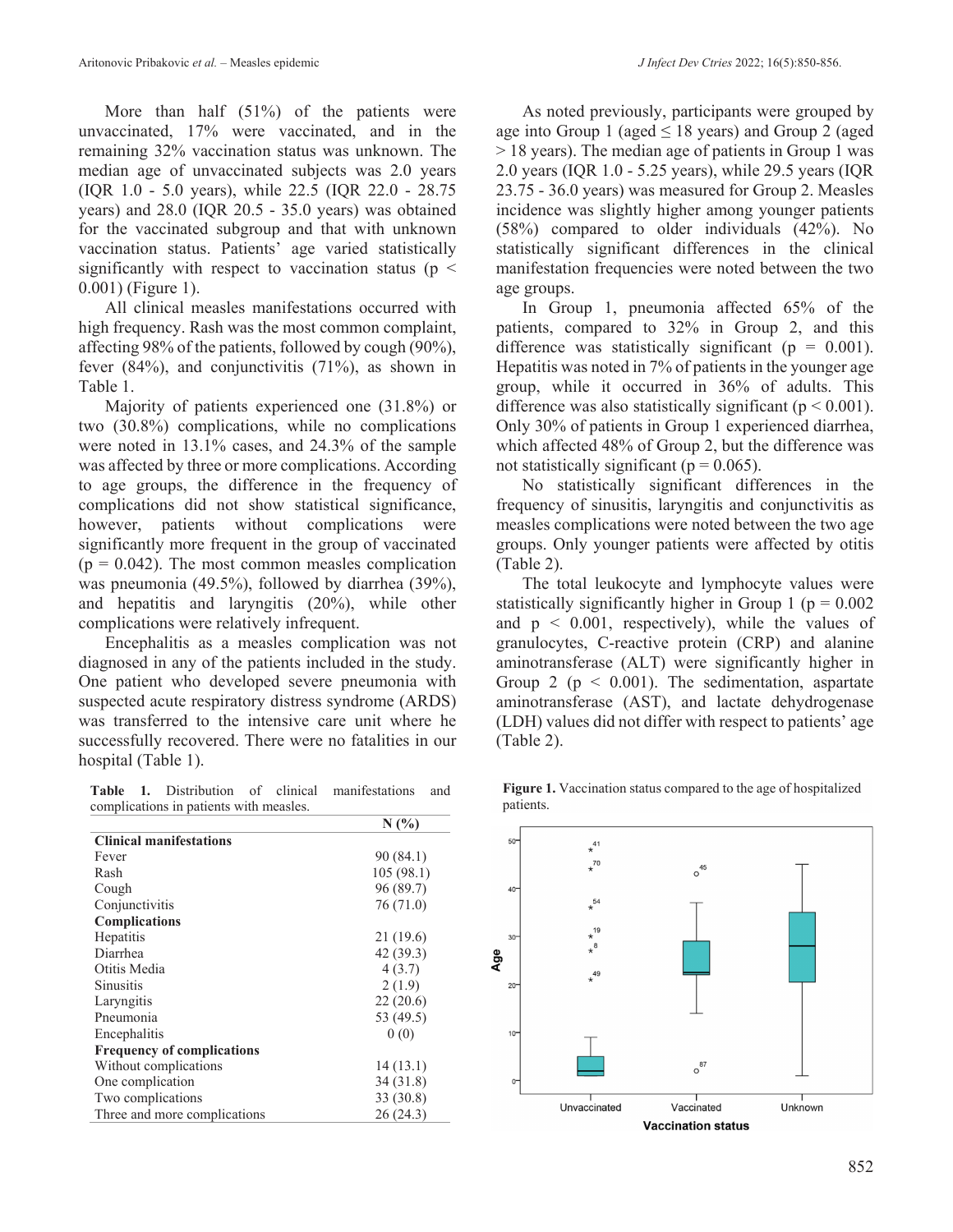More than half (51%) of the patients were unvaccinated, 17% were vaccinated, and in the remaining 32% vaccination status was unknown. The median age of unvaccinated subjects was 2.0 years (IQR 1.0 - 5.0 years), while 22.5 (IQR 22.0 - 28.75 years) and 28.0 (IQR 20.5 - 35.0 years) was obtained for the vaccinated subgroup and that with unknown vaccination status. Patients' age varied statistically significantly with respect to vaccination status ($p < 0.001$) (Figure 1).

All clinical measles manifestations occurred with high frequency. Rash was the most common complaint, affecting 98% of the patients, followed by cough (90%), fever (84%), and conjunctivitis (71%), as shown in Table 1.

Majority of patients experienced one (31.8%) or two (30.8%) complications, while no complications were noted in 13.1% cases, and 24.3% of the sample was affected by three or more complications. According to age groups, the difference in the frequency of complications did not show statistical significance, however, patients without complications were significantly more frequent in the group of vaccinated ($p = 0.042$). The most common measles complication was pneumonia (49.5%), followed by diarrhea (39%), and hepatitis and laryngitis (20%), while other complications were relatively infrequent.

Encephalitis as a measles complication was not diagnosed in any of the patients included in the study. One patient who developed severe pneumonia with suspected acute respiratory distress syndrome (ARDS) was transferred to the intensive care unit where he successfully recovered. There were no fatalities in our hospital (Table 1).

**Table 1.** Distribution of clinical manifestations and complications in patients with measles.

| | N (%) |
|---|---|
| **Clinical manifestations** | |
| Fever | 90 (84.1) |
| Rash | 105 (98.1) |
| Cough | 96 (89.7) |
| Conjunctivitis | 76 (71.0) |
| **Complications** | |
| Hepatitis | 21 (19.6) |
| Diarrhea | 42 (39.3) |
| Otitis Media | 4 (3.7) |
| Sinusitis | 2 (1.9) |
| Laryngitis | 22 (20.6) |
| Pneumonia | 53 (49.5) |
| Encephalitis | 0 (0) |
| **Frequency of complications** | |
| Without complications | 14 (13.1) |
| One complication | 34 (31.8) |
| Two complications | 33 (30.8) |
| Three and more complications | 26 (24.3) |

As noted previously, participants were grouped by age into Group 1 (aged ≤ 18 years) and Group 2 (aged > 18 years). The median age of patients in Group 1 was 2.0 years (IQR 1.0 - 5.25 years), while 29.5 years (IQR 23.75 - 36.0 years) was measured for Group 2. Measles incidence was slightly higher among younger patients (58%) compared to older individuals (42%). No statistically significant differences in the clinical manifestation frequencies were noted between the two age groups.

In Group 1, pneumonia affected 65% of the patients, compared to 32% in Group 2, and this difference was statistically significant ($p = 0.001$). Hepatitis was noted in 7% of patients in the younger age group, while it occurred in 36% of adults. This difference was also statistically significant ($p < 0.001$). Only 30% of patients in Group 1 experienced diarrhea, which affected 48% of Group 2, but the difference was not statistically significant ($p = 0.065$).

No statistically significant differences in the frequency of sinusitis, laryngitis and conjunctivitis as measles complications were noted between the two age groups. Only younger patients were affected by otitis (Table 2).

The total leukocyte and lymphocyte values were statistically significantly higher in Group 1 ($p = 0.002$ and $p < 0.001$, respectively), while the values of granulocytes, C-reactive protein (CRP) and alanine aminotransferase (ALT) were significantly higher in Group 2 ($p < 0.001$). The sedimentation, aspartate aminotransferase (AST), and lactate dehydrogenase (LDH) values did not differ with respect to patients' age (Table 2).

**Figure 1.** Vaccination status compared to the age of hospitalized patients.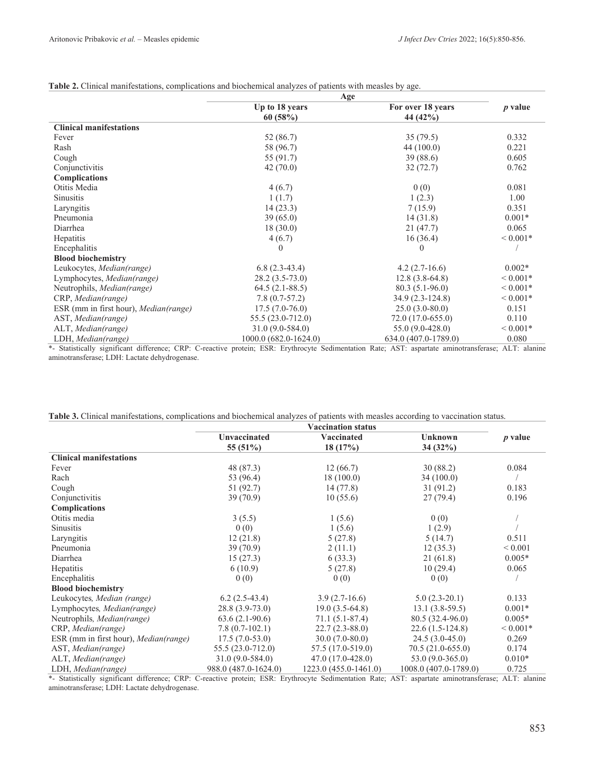**Table 2.** Clinical manifestations, complications and biochemical analyzes of patients with measles by age.

| | Age | | *p* value |
|---|---|---|---|
| | Up to 18 years 60 (58%) | For over 18 years 44 (42%) | |
| **Clinical manifestations** | | | |
| Fever | 52 (86.7) | 35 (79.5) | 0.332 |
| Rash | 58 (96.7) | 44 (100.0) | 0.221 |
| Cough | 55 (91.7) | 39 (88.6) | 0.605 |
| Conjunctivitis | 42 (70.0) | 32 (72.7) | 0.762 |
| **Complications** | | | |
| Otitis Media | 4 (6.7) | 0 (0) | 0.081 |
| Sinusitis | 1 (1.7) | 1 (2.3) | 1.00 |
| Laryngitis | 14 (23.3) | 7 (15.9) | 0.351 |
| Pneumonia | 39 (65.0) | 14 (31.8) | 0.001* |
| Diarrhea | 18 (30.0) | 21 (47.7) | 0.065 |
| Hepatitis | 4 (6.7) | 16 (36.4) | < 0.001* |
| Encephalitis | 0 | 0 | / |
| **Blood biochemistry** | | | |
| Leukocytes, *Median(range)* | 6.8 (2.3-43.4) | 4.2 (2.7-16.6) | 0.002* |
| Lymphocytes, *Median(range)* | 28.2 (3.5-73.0) | 12.8 (3.8-64.8) | < 0.001* |
| Neutrophils, *Median(range)* | 64.5 (2.1-88.5) | 80.3 (5.1-96.0) | < 0.001* |
| CRP, *Median(range)* | 7.8 (0.7-57.2) | 34.9 (2.3-124.8) | < 0.001* |
| ESR (mm in first hour), *Median(range)* | 17.5 (7.0-76.0) | 25.0 (3.0-80.0) | 0.151 |
| AST, *Median(range)* | 55.5 (23.0-712.0) | 72.0 (17.0-655.0) | 0.110 |
| ALT, *Median(range)* | 31.0 (9.0-584.0) | 55.0 (9.0-428.0) | < 0.001* |
| LDH, *Median(range)* | 1000.0 (682.0-1624.0) | 634.0 (407.0-1789.0) | 0.080 |

*- Statistically significant difference; CRP: C-reactive protein; ESR: Erythrocyte Sedimentation Rate; AST: aspartate aminotransferase; ALT: alanine aminotransferase; LDH: Lactate dehydrogenase.

**Table 3.** Clinical manifestations, complications and biochemical analyzes of patients with measles according to vaccination status.

| | Vaccination status | | | *p* value |
|---|---|---|---|---|
| | Unvaccinated 55 (51%) | Vaccinated 18 (17%) | Unknown 34 (32%) | |
| **Clinical manifestations** | | | | |
| Fever | 48 (87.3) | 12 (66.7) | 30 (88.2) | 0.084 |
| Rach | 53 (96.4) | 18 (100.0) | 34 (100.0) | / |
| Cough | 51 (92.7) | 14 (77.8) | 31 (91.2) | 0.183 |
| Conjunctivitis | 39 (70.9) | 10 (55.6) | 27 (79.4) | 0.196 |
| **Complications** | | | | |
| Otitis media | 3 (5.5) | 1 (5.6) | 0 (0) | / |
| Sinusitis | 0 (0) | 1 (5.6) | 1 (2.9) | / |
| Laryngitis | 12 (21.8) | 5 (27.8) | 5 (14.7) | 0.511 |
| Pneumonia | 39 (70.9) | 2 (11.1) | 12 (35.3) | < 0.001 |
| Diarrhea | 15 (27.3) | 6 (33.3) | 21 (61.8) | 0.005* |
| Hepatitis | 6 (10.9) | 5 (27.8) | 10 (29.4) | 0.065 |
| Encephalitis | 0 (0) | 0 (0) | 0 (0) | / |
| **Blood biochemistry** | | | | |
| Leukocytes*, Median (range)* | 6.2 (2.5-43.4) | 3.9 (2.7-16.6) | 5.0 (2.3-20.1) | 0.133 |
| Lymphocytes*, Median(range)* | 28.8 (3.9-73.0) | 19.0 (3.5-64.8) | 13.1 (3.8-59.5) | 0.001* |
| Neutrophils*, Median(range)* | 63.6 (2.1-90.6) | 71.1 (5.1-87.4) | 80.5 (32.4-96.0) | 0.005* |
| CRP, *Median(range)* | 7.8 (0.7-102.1) | 22.7 (2.3-88.0) | 22.6 (1.5-124.8) | < 0.001* |
| ESR (mm in first hour), *Median(range)* | 17.5 (7.0-53.0) | 30.0 (7.0-80.0) | 24.5 (3.0-45.0) | 0.269 |
| AST, *Median(range)* | 55.5 (23.0-712.0) | 57.5 (17.0-519.0) | 70.5 (21.0-655.0) | 0.174 |
| ALT, *Median(range)* | 31.0 (9.0-584.0) | 47.0 (17.0-428.0) | 53.0 (9.0-365.0) | 0.010* |
| LDH, *Median(range)* | 988.0 (487.0-1624.0) | 1223.0 (455.0-1461.0) | 1008.0 (407.0-1789.0) | 0.725 |

*- Statistically significant difference; CRP: C-reactive protein; ESR: Erythrocyte Sedimentation Rate; AST: aspartate aminotransferase; ALT: alanine aminotransferase; LDH: Lactate dehydrogenase.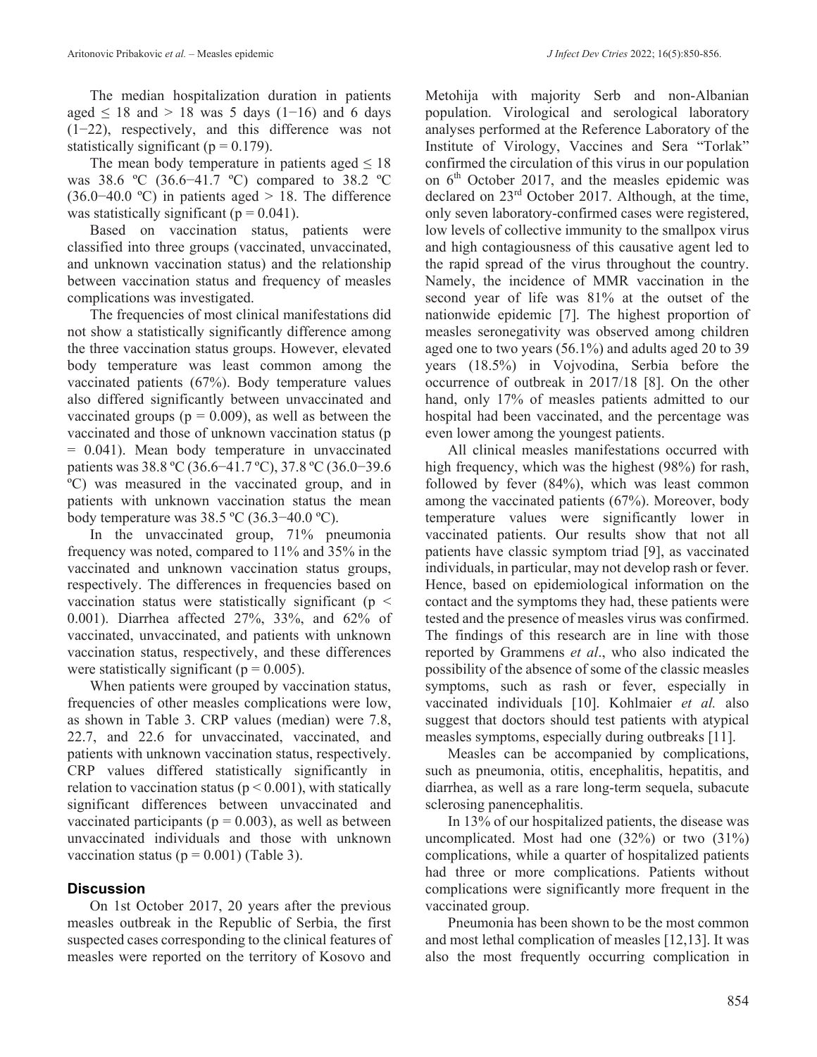The median hospitalization duration in patients aged ≤ 18 and > 18 was 5 days (1−16) and 6 days (1−22), respectively, and this difference was not statistically significant (p = 0.179).

The mean body temperature in patients aged ≤ 18 was 38.6 ºC (36.6−41.7 ºC) compared to 38.2 ºC (36.0−40.0 ºC) in patients aged > 18. The difference was statistically significant (p = 0.041).

Based on vaccination status, patients were classified into three groups (vaccinated, unvaccinated, and unknown vaccination status) and the relationship between vaccination status and frequency of measles complications was investigated.

The frequencies of most clinical manifestations did not show a statistically significantly difference among the three vaccination status groups. However, elevated body temperature was least common among the vaccinated patients (67%). Body temperature values also differed significantly between unvaccinated and vaccinated groups (p = 0.009), as well as between the vaccinated and those of unknown vaccination status (p = 0.041). Mean body temperature in unvaccinated patients was 38.8 ºC (36.6−41.7 ºC), 37.8 ºC (36.0−39.6 ºC) was measured in the vaccinated group, and in patients with unknown vaccination status the mean body temperature was 38.5 ºC (36.3−40.0 ºC).

In the unvaccinated group, 71% pneumonia frequency was noted, compared to 11% and 35% in the vaccinated and unknown vaccination status groups, respectively. The differences in frequencies based on vaccination status were statistically significant (p < 0.001). Diarrhea affected 27%, 33%, and 62% of vaccinated, unvaccinated, and patients with unknown vaccination status, respectively, and these differences were statistically significant (p = 0.005).

When patients were grouped by vaccination status, frequencies of other measles complications were low, as shown in Table 3. CRP values (median) were 7.8, 22.7, and 22.6 for unvaccinated, vaccinated, and patients with unknown vaccination status, respectively. CRP values differed statistically significantly in relation to vaccination status (p < 0.001), with statically significant differences between unvaccinated and vaccinated participants (p = 0.003), as well as between unvaccinated individuals and those with unknown vaccination status (p = 0.001) (Table 3).

## Discussion

On 1st October 2017, 20 years after the previous measles outbreak in the Republic of Serbia, the first suspected cases corresponding to the clinical features of measles were reported on the territory of Kosovo and Metohija with majority Serb and non-Albanian population. Virological and serological laboratory analyses performed at the Reference Laboratory of the Institute of Virology, Vaccines and Sera "Torlak" confirmed the circulation of this virus in our population on 6th October 2017, and the measles epidemic was declared on 23rd October 2017. Although, at the time, only seven laboratory-confirmed cases were registered, low levels of collective immunity to the smallpox virus and high contagiousness of this causative agent led to the rapid spread of the virus throughout the country. Namely, the incidence of MMR vaccination in the second year of life was 81% at the outset of the nationwide epidemic [7]. The highest proportion of measles seronegativity was observed among children aged one to two years (56.1%) and adults aged 20 to 39 years (18.5%) in Vojvodina, Serbia before the occurrence of outbreak in 2017/18 [8]. On the other hand, only 17% of measles patients admitted to our hospital had been vaccinated, and the percentage was even lower among the youngest patients.

All clinical measles manifestations occurred with high frequency, which was the highest (98%) for rash, followed by fever (84%), which was least common among the vaccinated patients (67%). Moreover, body temperature values were significantly lower in vaccinated patients. Our results show that not all patients have classic symptom triad [9], as vaccinated individuals, in particular, may not develop rash or fever. Hence, based on epidemiological information on the contact and the symptoms they had, these patients were tested and the presence of measles virus was confirmed. The findings of this research are in line with those reported by Grammens *et al*., who also indicated the possibility of the absence of some of the classic measles symptoms, such as rash or fever, especially in vaccinated individuals [10]. Kohlmaier *et al.* also suggest that doctors should test patients with atypical measles symptoms, especially during outbreaks [11].

Measles can be accompanied by complications, such as pneumonia, otitis, encephalitis, hepatitis, and diarrhea, as well as a rare long-term sequela, subacute sclerosing panencephalitis.

In 13% of our hospitalized patients, the disease was uncomplicated. Most had one (32%) or two (31%) complications, while a quarter of hospitalized patients had three or more complications. Patients without complications were significantly more frequent in the vaccinated group.

Pneumonia has been shown to be the most common and most lethal complication of measles [12,13]. It was also the most frequently occurring complication in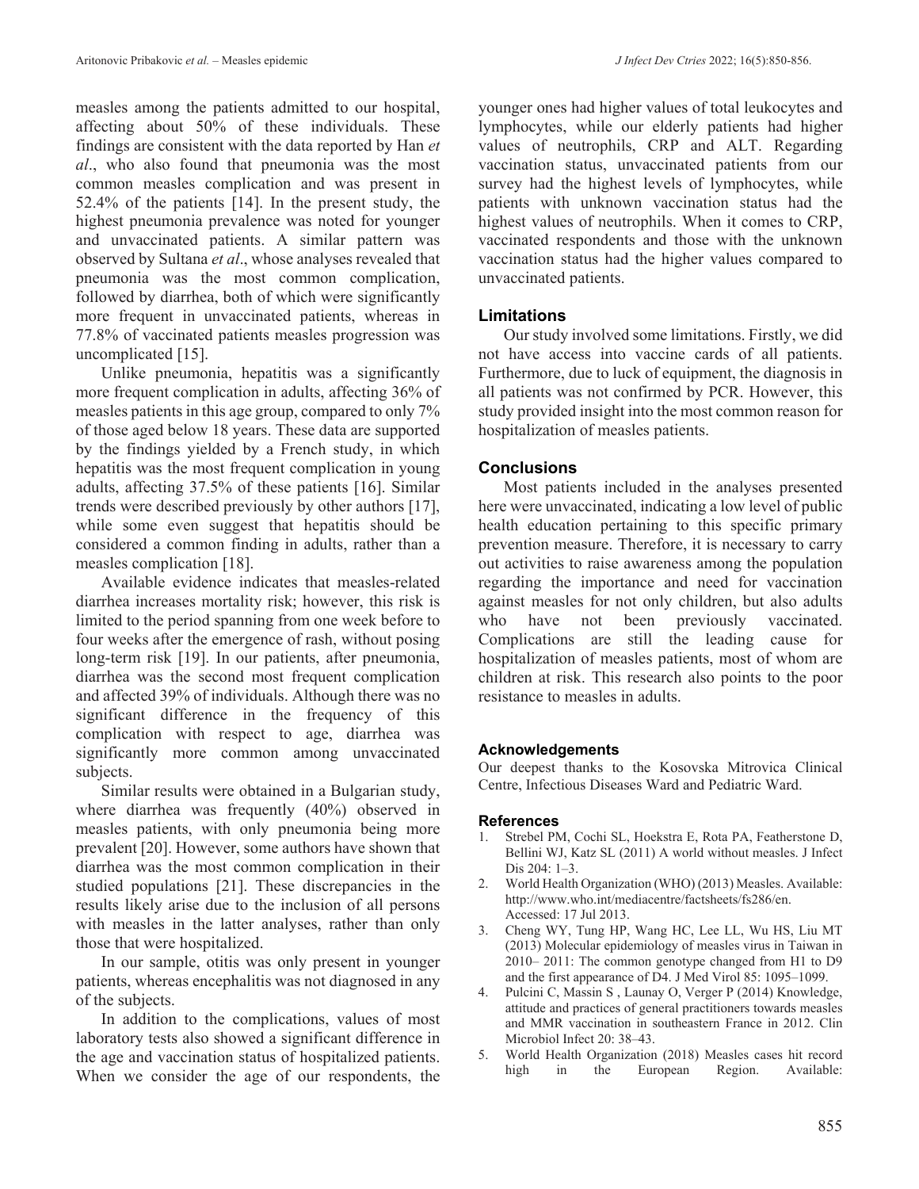measles among the patients admitted to our hospital, affecting about 50% of these individuals. These findings are consistent with the data reported by Han *et al*., who also found that pneumonia was the most common measles complication and was present in 52.4% of the patients [14]. In the present study, the highest pneumonia prevalence was noted for younger and unvaccinated patients. A similar pattern was observed by Sultana *et al*., whose analyses revealed that pneumonia was the most common complication, followed by diarrhea, both of which were significantly more frequent in unvaccinated patients, whereas in 77.8% of vaccinated patients measles progression was uncomplicated [15].

Unlike pneumonia, hepatitis was a significantly more frequent complication in adults, affecting 36% of measles patients in this age group, compared to only 7% of those aged below 18 years. These data are supported by the findings yielded by a French study, in which hepatitis was the most frequent complication in young adults, affecting 37.5% of these patients [16]. Similar trends were described previously by other authors [17], while some even suggest that hepatitis should be considered a common finding in adults, rather than a measles complication [18].

Available evidence indicates that measles-related diarrhea increases mortality risk; however, this risk is limited to the period spanning from one week before to four weeks after the emergence of rash, without posing long-term risk [19]. In our patients, after pneumonia, diarrhea was the second most frequent complication and affected 39% of individuals. Although there was no significant difference in the frequency of this complication with respect to age, diarrhea was significantly more common among unvaccinated subjects.

Similar results were obtained in a Bulgarian study, where diarrhea was frequently (40%) observed in measles patients, with only pneumonia being more prevalent [20]. However, some authors have shown that diarrhea was the most common complication in their studied populations [21]. These discrepancies in the results likely arise due to the inclusion of all persons with measles in the latter analyses, rather than only those that were hospitalized.

In our sample, otitis was only present in younger patients, whereas encephalitis was not diagnosed in any of the subjects.

In addition to the complications, values of most laboratory tests also showed a significant difference in the age and vaccination status of hospitalized patients. When we consider the age of our respondents, the younger ones had higher values of total leukocytes and lymphocytes, while our elderly patients had higher values of neutrophils, CRP and ALT. Regarding vaccination status, unvaccinated patients from our survey had the highest levels of lymphocytes, while patients with unknown vaccination status had the highest values of neutrophils. When it comes to CRP, vaccinated respondents and those with the unknown vaccination status had the higher values compared to unvaccinated patients.

## Limitations

Our study involved some limitations. Firstly, we did not have access into vaccine cards of all patients. Furthermore, due to luck of equipment, the diagnosis in all patients was not confirmed by PCR. However, this study provided insight into the most common reason for hospitalization of measles patients.

## Conclusions

Most patients included in the analyses presented here were unvaccinated, indicating a low level of public health education pertaining to this specific primary prevention measure. Therefore, it is necessary to carry out activities to raise awareness among the population regarding the importance and need for vaccination against measles for not only children, but also adults who have not been previously vaccinated. Complications are still the leading cause for hospitalization of measles patients, most of whom are children at risk. This research also points to the poor resistance to measles in adults.

#### Acknowledgements

Our deepest thanks to the Kosovska Mitrovica Clinical Centre, Infectious Diseases Ward and Pediatric Ward.

#### References

1. Strebel PM, Cochi SL, Hoekstra E, Rota PA, Featherstone D, Bellini WJ, Katz SL (2011) A world without measles. J Infect Dis 204: 1–3.
2. World Health Organization (WHO) (2013) Measles. Available: http://www.who.int/mediacentre/factsheets/fs286/en. Accessed: 17 Jul 2013.
3. Cheng WY, Tung HP, Wang HC, Lee LL, Wu HS, Liu MT (2013) Molecular epidemiology of measles virus in Taiwan in 2010– 2011: The common genotype changed from H1 to D9 and the first appearance of D4. J Med Virol 85: 1095–1099.
4. Pulcini C, Massin S , Launay O, Verger P (2014) Knowledge, attitude and practices of general practitioners towards measles and MMR vaccination in southeastern France in 2012. Clin Microbiol Infect 20: 38–43.
5. World Health Organization (2018) Measles cases hit record high in the European Region. Available: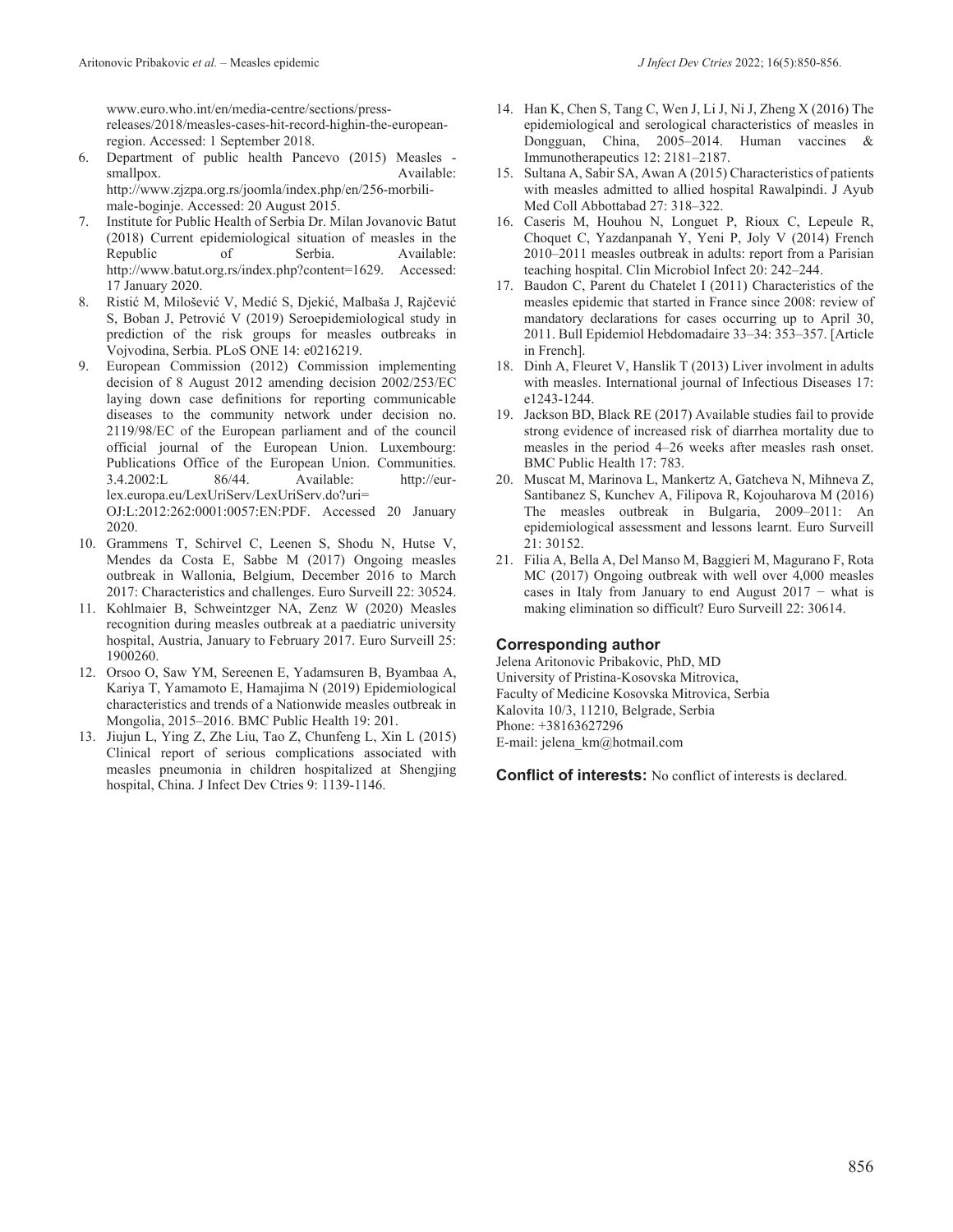www.euro.who.int/en/media-centre/sections/press-releases/2018/measles-cases-hit-record-highin-the-european-region. Accessed: 1 September 2018.

6. Department of public health Pancevo (2015) Measles - smallpox. Available: http://www.zjzpa.org.rs/joomla/index.php/en/256-morbili-male-boginje. Accessed: 20 August 2015.
7. Institute for Public Health of Serbia Dr. Milan Jovanovic Batut (2018) Current epidemiological situation of measles in the Republic of Serbia. Available: http://www.batut.org.rs/index.php?content=1629. Accessed: 17 January 2020.
8. Ristić M, Milošević V, Medić S, Djekić, Malbaša J, Rajčević S, Boban J, Petrović V (2019) Seroepidemiological study in prediction of the risk groups for measles outbreaks in Vojvodina, Serbia. PLoS ONE 14: e0216219.
9. European Commission (2012) Commission implementing decision of 8 August 2012 amending decision 2002/253/EC laying down case definitions for reporting communicable diseases to the community network under decision no. 2119/98/EC of the European parliament and of the council official journal of the European Union. Luxembourg: Publications Office of the European Union. Communities. 3.4.2002:L 86/44. Available: http://eur-lex.europa.eu/LexUriServ/LexUriServ.do?uri=OJ:L:2012:262:0001:0057:EN:PDF. Accessed 20 January 2020.
10. Grammens T, Schirvel C, Leenen S, Shodu N, Hutse V, Mendes da Costa E, Sabbe M (2017) Ongoing measles outbreak in Wallonia, Belgium, December 2016 to March 2017: Characteristics and challenges. Euro Surveill 22: 30524.
11. Kohlmaier B, Schweintzger NA, Zenz W (2020) Measles recognition during measles outbreak at a paediatric university hospital, Austria, January to February 2017. Euro Surveill 25: 1900260.
12. Orsoo O, Saw YM, Sereenen E, Yadamsuren B, Byambaa A, Kariya T, Yamamoto E, Hamajima N (2019) Epidemiological characteristics and trends of a Nationwide measles outbreak in Mongolia, 2015–2016. BMC Public Health 19: 201.
13. Jiujun L, Ying Z, Zhe Liu, Tao Z, Chunfeng L, Xin L (2015) Clinical report of serious complications associated with measles pneumonia in children hospitalized at Shengjing hospital, China. J Infect Dev Ctries 9: 1139-1146.
14. Han K, Chen S, Tang C, Wen J, Li J, Ni J, Zheng X (2016) The epidemiological and serological characteristics of measles in Dongguan, China, 2005–2014. Human vaccines & Immunotherapeutics 12: 2181–2187.
15. Sultana A, Sabir SA, Awan A (2015) Characteristics of patients with measles admitted to allied hospital Rawalpindi. J Ayub Med Coll Abbottabad 27: 318–322.
16. Caseris M, Houhou N, Longuet P, Rioux C, Lepeule R, Choquet C, Yazdanpanah Y, Yeni P, Joly V (2014) French 2010–2011 measles outbreak in adults: report from a Parisian teaching hospital. Clin Microbiol Infect 20: 242–244.
17. Baudon C, Parent du Chatelet I (2011) Characteristics of the measles epidemic that started in France since 2008: review of mandatory declarations for cases occurring up to April 30, 2011. Bull Epidemiol Hebdomadaire 33–34: 353–357. [Article in French].
18. Dinh A, Fleuret V, Hanslik T (2013) Liver involvment in adults with measles. International journal of Infectious Diseases 17: e1243-1244.
19. Jackson BD, Black RE (2017) Available studies fail to provide strong evidence of increased risk of diarrhea mortality due to measles in the period 4–26 weeks after measles rash onset. BMC Public Health 17: 783.
20. Muscat M, Marinova L, Mankertz A, Gatcheva N, Mihneva Z, Santibanez S, Kunchev A, Filipova R, Kojouharova M (2016) The measles outbreak in Bulgaria, 2009–2011: An epidemiological assessment and lessons learnt. Euro Surveill 21: 30152.
21. Filia A, Bella A, Del Manso M, Baggieri M, Magurano F, Rota MC (2017) Ongoing outbreak with well over 4,000 measles cases in Italy from January to end August 2017 − what is making elimination so difficult? Euro Surveill 22: 30614.

## Corresponding author

Jelena Aritonovic Pribakovic, PhD, MD
University of Pristina-Kosovska Mitrovica,
Faculty of Medicine Kosovska Mitrovica, Serbia
Kalovita 10/3, 11210, Belgrade, Serbia
Phone: +38163627296
E-mail: jelena_km@hotmail.com

**Conflict of interests:** No conflict of interests is declared.